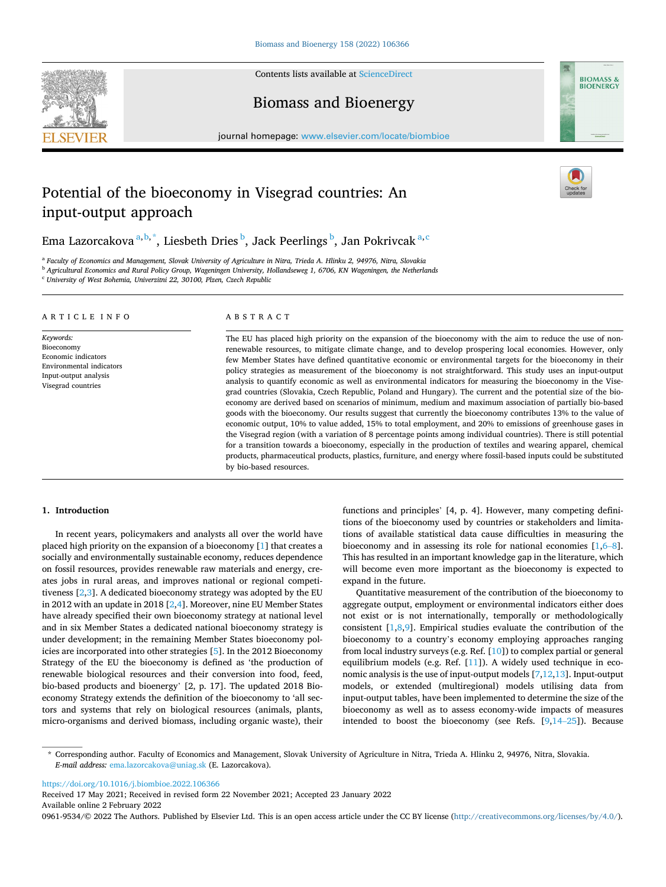# Potential of the bioeconomy in Visegrad countries: An input-output approach

Ema Lazorcakova [a,b,*], Liesbeth Dries [b], Jack Peerlings [b], Jan Pokrivcak [a,c]

[a] Faculty of Economics and Management, Slovak University of Agriculture in Nitra, Trieda A. Hlinku 2, 94976, Nitra, Slovakia
[b] Agricultural Economics and Rural Policy Group, Wageningen University, Hollandseweg 1, 6706, KN Wageningen, the Netherlands
[c] University of West Bohemia, Univerzitni 22, 30100, Plzen, Czech Republic

## ARTICLE INFO

*Keywords:*
Bioeconomy
Economic indicators
Environmental indicators
Input-output analysis
Visegrad countries

## ABSTRACT

The EU has placed high priority on the expansion of the bioeconomy with the aim to reduce the use of non-renewable resources, to mitigate climate change, and to develop prospering local economies. However, only few Member States have defined quantitative economic or environmental targets for the bioeconomy in their policy strategies as measurement of the bioeconomy is not straightforward. This study uses an input-output analysis to quantify economic as well as environmental indicators for measuring the bioeconomy in the Visegrad countries (Slovakia, Czech Republic, Poland and Hungary). The current and the potential size of the bioeconomy are derived based on scenarios of minimum, medium and maximum association of partially bio-based goods with the bioeconomy. Our results suggest that currently the bioeconomy contributes 13% to the value of economic output, 10% to value added, 15% to total employment, and 20% to emissions of greenhouse gases in the Visegrad region (with a variation of 8 percentage points among individual countries). There is still potential for a transition towards a bioeconomy, especially in the production of textiles and wearing apparel, chemical products, pharmaceutical products, plastics, furniture, and energy where fossil-based inputs could be substituted by bio-based resources.

## 1. Introduction

In recent years, policymakers and analysts all over the world have placed high priority on the expansion of a bioeconomy [1] that creates a socially and environmentally sustainable economy, reduces dependence on fossil resources, provides renewable raw materials and energy, creates jobs in rural areas, and improves national or regional competitiveness [2,3]. A dedicated bioeconomy strategy was adopted by the EU in 2012 with an update in 2018 [2,4]. Moreover, nine EU Member States have already specified their own bioeconomy strategy at national level and in six Member States a dedicated national bioeconomy strategy is under development; in the remaining Member States bioeconomy policies are incorporated into other strategies [5]. In the 2012 Bioeconomy Strategy of the EU the bioeconomy is defined as 'the production of renewable biological resources and their conversion into food, feed, bio-based products and bioenergy' [2, p. 17]. The updated 2018 Bioeconomy Strategy extends the definition of the bioeconomy to 'all sectors and systems that rely on biological resources (animals, plants, micro-organisms and derived biomass, including organic waste), their functions and principles' [4, p. 4]. However, many competing definitions of the bioeconomy used by countries or stakeholders and limitations of available statistical data cause difficulties in measuring the bioeconomy and in assessing its role for national economies [1,6–8]. This has resulted in an important knowledge gap in the literature, which will become even more important as the bioeconomy is expected to expand in the future.

Quantitative measurement of the contribution of the bioeconomy to aggregate output, employment or environmental indicators either does not exist or is not internationally, temporally or methodologically consistent [1,8,9]. Empirical studies evaluate the contribution of the bioeconomy to a country's economy employing approaches ranging from local industry surveys (e.g. Ref. [10]) to complex partial or general equilibrium models (e.g. Ref. [11]). A widely used technique in economic analysis is the use of input-output models [7,12,13]. Input-output models, or extended (multiregional) models utilising data from input-output tables, have been implemented to determine the size of the bioeconomy as well as to assess economy-wide impacts of measures intended to boost the bioeconomy (see Refs. [9,14–25]). Because

* Corresponding author. Faculty of Economics and Management, Slovak University of Agriculture in Nitra, Trieda A. Hlinku 2, 94976, Nitra, Slovakia.
*E-mail address:* ema.lazorcakova@uniag.sk (E. Lazorcakova).

https://doi.org/10.1016/j.biombioe.2022.106366
Received 17 May 2021; Received in revised form 22 November 2021; Accepted 23 January 2022
Available online 2 February 2022
0961-9534/© 2022 The Authors. Published by Elsevier Ltd. This is an open access article under the CC BY license (http://creativecommons.org/licenses/by/4.0/).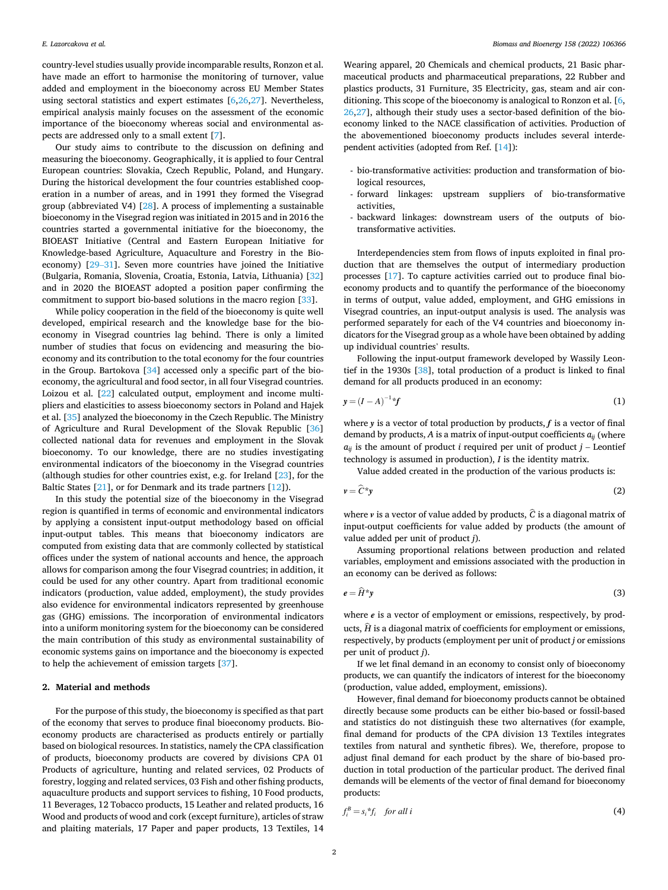country-level studies usually provide incomparable results, Ronzon et al. have made an effort to harmonise the monitoring of turnover, value added and employment in the bioeconomy across EU Member States using sectoral statistics and expert estimates [6,26,27]. Nevertheless, empirical analysis mainly focuses on the assessment of the economic importance of the bioeconomy whereas social and environmental aspects are addressed only to a small extent [7].

Our study aims to contribute to the discussion on defining and measuring the bioeconomy. Geographically, it is applied to four Central European countries: Slovakia, Czech Republic, Poland, and Hungary. During the historical development the four countries established cooperation in a number of areas, and in 1991 they formed the Visegrad group (abbreviated V4) [28]. A process of implementing a sustainable bioeconomy in the Visegrad region was initiated in 2015 and in 2016 the countries started a governmental initiative for the bioeconomy, the BIOEAST Initiative (Central and Eastern European Initiative for Knowledge-based Agriculture, Aquaculture and Forestry in the Bioeconomy) [29–31]. Seven more countries have joined the Initiative (Bulgaria, Romania, Slovenia, Croatia, Estonia, Latvia, Lithuania) [32] and in 2020 the BIOEAST adopted a position paper confirming the commitment to support bio-based solutions in the macro region [33].

While policy cooperation in the field of the bioeconomy is quite well developed, empirical research and the knowledge base for the bioeconomy in Visegrad countries lag behind. There is only a limited number of studies that focus on evidencing and measuring the bioeconomy and its contribution to the total economy for the four countries in the Group. Bartokova [34] accessed only a specific part of the bioeconomy, the agricultural and food sector, in all four Visegrad countries. Loizou et al. [22] calculated output, employment and income multipliers and elasticities to assess bioeconomy sectors in Poland and Hajek et al. [35] analyzed the bioeconomy in the Czech Republic. The Ministry of Agriculture and Rural Development of the Slovak Republic [36] collected national data for revenues and employment in the Slovak bioeconomy. To our knowledge, there are no studies investigating environmental indicators of the bioeconomy in the Visegrad countries (although studies for other countries exist, e.g. for Ireland [23], for the Baltic States [21], or for Denmark and its trade partners [12]).

In this study the potential size of the bioeconomy in the Visegrad region is quantified in terms of economic and environmental indicators by applying a consistent input-output methodology based on official input-output tables. This means that bioeconomy indicators are computed from existing data that are commonly collected by statistical offices under the system of national accounts and hence, the approach allows for comparison among the four Visegrad countries; in addition, it could be used for any other country. Apart from traditional economic indicators (production, value added, employment), the study provides also evidence for environmental indicators represented by greenhouse gas (GHG) emissions. The incorporation of environmental indicators into a uniform monitoring system for the bioeconomy can be considered the main contribution of this study as environmental sustainability of economic systems gains on importance and the bioeconomy is expected to help the achievement of emission targets [37].

## 2. Material and methods

For the purpose of this study, the bioeconomy is specified as that part of the economy that serves to produce final bioeconomy products. Bioeconomy products are characterised as products entirely or partially based on biological resources. In statistics, namely the CPA classification of products, bioeconomy products are covered by divisions CPA 01 Products of agriculture, hunting and related services, 02 Products of forestry, logging and related services, 03 Fish and other fishing products, aquaculture products and support services to fishing, 10 Food products, 11 Beverages, 12 Tobacco products, 15 Leather and related products, 16 Wood and products of wood and cork (except furniture), articles of straw and plaiting materials, 17 Paper and paper products, 13 Textiles, 14 Wearing apparel, 20 Chemicals and chemical products, 21 Basic pharmaceutical products and pharmaceutical preparations, 22 Rubber and plastics products, 31 Furniture, 35 Electricity, gas, steam and air conditioning. This scope of the bioeconomy is analogical to Ronzon et al. [6,26,27], although their study uses a sector-based definition of the bioeconomy linked to the NACE classification of activities. Production of the abovementioned bioeconomy products includes several interdependent activities (adopted from Ref. [14]):

- bio-transformative activities: production and transformation of biological resources,
- forward linkages: upstream suppliers of bio-transformative activities,
- backward linkages: downstream users of the outputs of bio-transformative activities.

Interdependencies stem from flows of inputs exploited in final production that are themselves the output of intermediary production processes [17]. To capture activities carried out to produce final bioeconomy products and to quantify the performance of the bioeconomy in terms of output, value added, employment, and GHG emissions in Visegrad countries, an input-output analysis is used. The analysis was performed separately for each of the V4 countries and bioeconomy indicators for the Visegrad group as a whole have been obtained by adding up individual countries' results.

Following the input-output framework developed by Wassily Leontief in the 1930s [38], total production of a product is linked to final demand for all products produced in an economy:

$$y = (I - A)^{-1} * f \tag{1}$$

where $y$ is a vector of total production by products, $f$ is a vector of final demand by products, $A$ is a matrix of input-output coefficients $a_{ij}$ (where $a_{ij}$ is the amount of product $i$ required per unit of product $j$ – Leontief technology is assumed in production), $I$ is the identity matrix.

Value added created in the production of the various products is:

$$v = \widehat{C} * y \tag{2}$$

where $v$ is a vector of value added by products, $\widehat{C}$ is a diagonal matrix of input-output coefficients for value added by products (the amount of value added per unit of product $j$).

Assuming proportional relations between production and related variables, employment and emissions associated with the production in an economy can be derived as follows:

$$e = \widehat{H} * y \tag{3}$$

where $e$ is a vector of employment or emissions, respectively, by products, $\widehat{H}$ is a diagonal matrix of coefficients for employment or emissions, respectively, by products (employment per unit of product $j$ or emissions per unit of product $j$).

If we let final demand in an economy to consist only of bioeconomy products, we can quantify the indicators of interest for the bioeconomy (production, value added, employment, emissions).

However, final demand for bioeconomy products cannot be obtained directly because some products can be either bio-based or fossil-based and statistics do not distinguish these two alternatives (for example, final demand for products of the CPA division 13 Textiles integrates textiles from natural and synthetic fibres). We, therefore, propose to adjust final demand for each product by the share of bio-based production in total production of the particular product. The derived final demands will be elements of the vector of final demand for bioeconomy products:

$$f_i^B = s_i * f_i \quad \textit{for all } i \tag{4}$$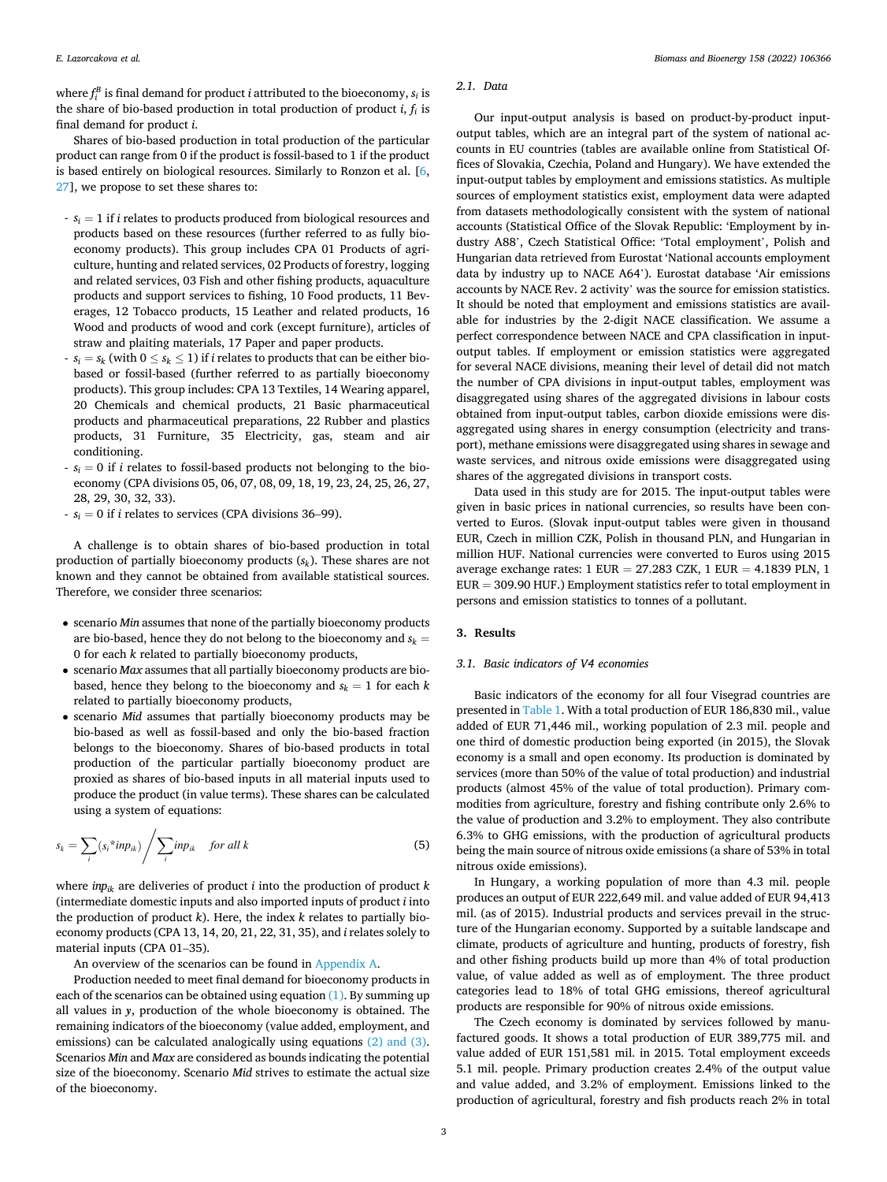where $f_i^B$ is final demand for product $i$ attributed to the bioeconomy, $s_i$ is the share of bio-based production in total production of product $i$, $f_i$ is final demand for product $i$.

Shares of bio-based production in total production of the particular product can range from 0 if the product is fossil-based to 1 if the product is based entirely on biological resources. Similarly to Ronzon et al. [6, 27], we propose to set these shares to:

- $s_i = 1$ if $i$ relates to products produced from biological resources and products based on these resources (further referred to as fully bioeconomy products). This group includes CPA 01 Products of agriculture, hunting and related services, 02 Products of forestry, logging and related services, 03 Fish and other fishing products, aquaculture products and support services to fishing, 10 Food products, 11 Beverages, 12 Tobacco products, 15 Leather and related products, 16 Wood and products of wood and cork (except furniture), articles of straw and plaiting materials, 17 Paper and paper products.
- $s_i = s_k$ (with $0 \leq s_k \leq 1$) if $i$ relates to products that can be either bio-based or fossil-based (further referred to as partially bioeconomy products). This group includes: CPA 13 Textiles, 14 Wearing apparel, 20 Chemicals and chemical products, 21 Basic pharmaceutical products and pharmaceutical preparations, 22 Rubber and plastics products, 31 Furniture, 35 Electricity, gas, steam and air conditioning.
- $s_i = 0$ if $i$ relates to fossil-based products not belonging to the bioeconomy (CPA divisions 05, 06, 07, 08, 09, 18, 19, 23, 24, 25, 26, 27, 28, 29, 30, 32, 33).
- $s_i = 0$ if $i$ relates to services (CPA divisions 36–99).

A challenge is to obtain shares of bio-based production in total production of partially bioeconomy products ($s_k$). These shares are not known and they cannot be obtained from available statistical sources. Therefore, we consider three scenarios:

- scenario *Min* assumes that none of the partially bioeconomy products are bio-based, hence they do not belong to the bioeconomy and $s_k = 0$ for each $k$ related to partially bioeconomy products,
- scenario *Max* assumes that all partially bioeconomy products are bio-based, hence they belong to the bioeconomy and $s_k = 1$ for each $k$ related to partially bioeconomy products,
- scenario *Mid* assumes that partially bioeconomy products may be bio-based as well as fossil-based and only the bio-based fraction belongs to the bioeconomy. Shares of bio-based products in total production of the particular partially bioeconomy product are proxied as shares of bio-based inputs in all material inputs used to produce the product (in value terms). These shares can be calculated using a system of equations:

$$s_k = \sum_i (s_i * inp_{ik}) \Big/ \sum_i inp_{ik} \quad \text{for all } k \tag{5}$$

where $inp_{ik}$ are deliveries of product $i$ into the production of product $k$ (intermediate domestic inputs and also imported inputs of product $i$ into the production of product $k$). Here, the index $k$ relates to partially bioeconomy products (CPA 13, 14, 20, 21, 22, 31, 35), and $i$ relates solely to material inputs (CPA 01–35).

An overview of the scenarios can be found in Appendix A.

Production needed to meet final demand for bioeconomy products in each of the scenarios can be obtained using equation (1). By summing up all values in $\mathbf{y}$, production of the whole bioeconomy is obtained. The remaining indicators of the bioeconomy (value added, employment, and emissions) can be calculated analogically using equations (2) and (3). Scenarios *Min* and *Max* are considered as bounds indicating the potential size of the bioeconomy. Scenario *Mid* strives to estimate the actual size of the bioeconomy.

### 2.1. Data

Our input-output analysis is based on product-by-product input-output tables, which are an integral part of the system of national accounts in EU countries (tables are available online from Statistical Offices of Slovakia, Czechia, Poland and Hungary). We have extended the input-output tables by employment and emissions statistics. As multiple sources of employment statistics exist, employment data were adapted from datasets methodologically consistent with the system of national accounts (Statistical Office of the Slovak Republic: 'Employment by industry A88', Czech Statistical Office: 'Total employment', Polish and Hungarian data retrieved from Eurostat 'National accounts employment data by industry up to NACE A64'). Eurostat database 'Air emissions accounts by NACE Rev. 2 activity' was the source for emission statistics. It should be noted that employment and emissions statistics are available for industries by the 2-digit NACE classification. We assume a perfect correspondence between NACE and CPA classification in input-output tables. If employment or emission statistics were aggregated for several NACE divisions, meaning their level of detail did not match the number of CPA divisions in input-output tables, employment was disaggregated using shares of the aggregated divisions in labour costs obtained from input-output tables, carbon dioxide emissions were disaggregated using shares in energy consumption (electricity and transport), methane emissions were disaggregated using shares in sewage and waste services, and nitrous oxide emissions were disaggregated using shares of the aggregated divisions in transport costs.

Data used in this study are for 2015. The input-output tables were given in basic prices in national currencies, so results have been converted to Euros. (Slovak input-output tables were given in thousand EUR, Czech in million CZK, Polish in thousand PLN, and Hungarian in million HUF. National currencies were converted to Euros using 2015 average exchange rates: 1 EUR = 27.283 CZK, 1 EUR = 4.1839 PLN, 1 EUR = 309.90 HUF.) Employment statistics refer to total employment in persons and emission statistics to tonnes of a pollutant.

## 3. Results

### 3.1. Basic indicators of V4 economies

Basic indicators of the economy for all four Visegrad countries are presented in Table 1. With a total production of EUR 186,830 mil., value added of EUR 71,446 mil., working population of 2.3 mil. people and one third of domestic production being exported (in 2015), the Slovak economy is a small and open economy. Its production is dominated by services (more than 50% of the value of total production) and industrial products (almost 45% of the value of total production). Primary commodities from agriculture, forestry and fishing contribute only 2.6% to the value of production and 3.2% to employment. They also contribute 6.3% to GHG emissions, with the production of agricultural products being the main source of nitrous oxide emissions (a share of 53% in total nitrous oxide emissions).

In Hungary, a working population of more than 4.3 mil. people produces an output of EUR 222,649 mil. and value added of EUR 94,413 mil. (as of 2015). Industrial products and services prevail in the structure of the Hungarian economy. Supported by a suitable landscape and climate, products of agriculture and hunting, products of forestry, fish and other fishing products build up more than 4% of total production value, of value added as well as of employment. The three product categories lead to 18% of total GHG emissions, thereof agricultural products are responsible for 90% of nitrous oxide emissions.

The Czech economy is dominated by services followed by manufactured goods. It shows a total production of EUR 389,775 mil. and value added of EUR 151,581 mil. in 2015. Total employment exceeds 5.1 mil. people. Primary production creates 2.4% of the output value and value added, and 3.2% of employment. Emissions linked to the production of agricultural, forestry and fish products reach 2% in total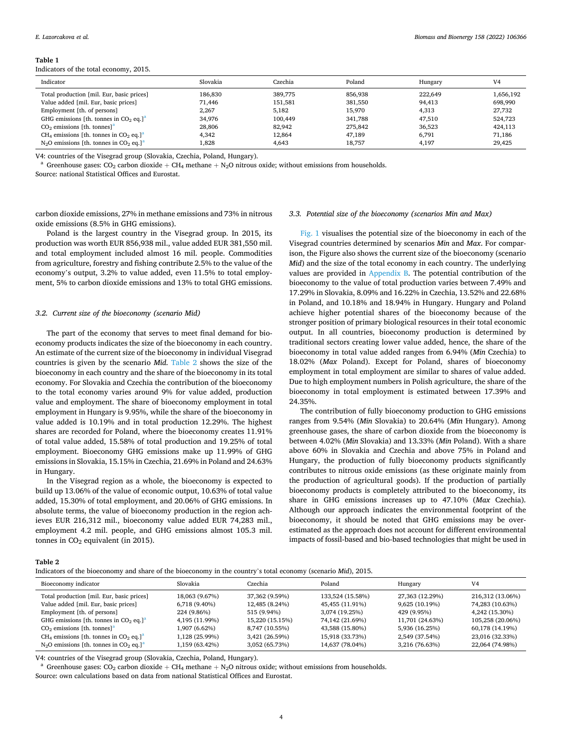**Table 1**
Indicators of the total economy, 2015.

| Indicator | Slovakia | Czechia | Poland | Hungary | V4 |
|---|---|---|---|---|---|
| Total production [mil. Eur, basic prices] | 186,830 | 389,775 | 856,938 | 222,649 | 1,656,192 |
| Value added [mil. Eur, basic prices] | 71,446 | 151,581 | 381,550 | 94,413 | 698,990 |
| Employment [th. of persons] | 2,267 | 5,182 | 15,970 | 4,313 | 27,732 |
| GHG emissions [th. tonnes in $CO_2$ eq.][a] | 34,976 | 100,449 | 341,788 | 47,510 | 524,723 |
| $CO_2$ emissions [th. tonnes][a] | 28,806 | 82,942 | 275,842 | 36,523 | 424,113 |
| $CH_4$ emissions [th. tonnes in $CO_2$ eq.][a] | 4,342 | 12,864 | 47,189 | 6,791 | 71,186 |
| $N_2O$ emissions [th. tonnes in $CO_2$ eq.][a] | 1,828 | 4,643 | 18,757 | 4,197 | 29,425 |

V4: countries of the Visegrad group (Slovakia, Czechia, Poland, Hungary).
[a] Greenhouse gases: $CO_2$ carbon dioxide + $CH_4$ methane + $N_2O$ nitrous oxide; without emissions from households.
Source: national Statistical Offices and Eurostat.

carbon dioxide emissions, 27% in methane emissions and 73% in nitrous oxide emissions (8.5% in GHG emissions).

Poland is the largest country in the Visegrad group. In 2015, its production was worth EUR 856,938 mil., value added EUR 381,550 mil. and total employment included almost 16 mil. people. Commodities from agriculture, forestry and fishing contribute 2.5% to the value of the economy's output, 3.2% to value added, even 11.5% to total employment, 5% to carbon dioxide emissions and 13% to total GHG emissions.

### 3.2. Current size of the bioeconomy (scenario Mid)

The part of the economy that serves to meet final demand for bioeconomy products indicates the size of the bioeconomy in each country. An estimate of the current size of the bioeconomy in individual Visegrad countries is given by the scenario ***Mid***. Table 2 shows the size of the bioeconomy in each country and the share of the bioeconomy in its total economy. For Slovakia and Czechia the contribution of the bioeconomy to the total economy varies around 9% for value added, production value and employment. The share of bioeconomy employment in total employment in Hungary is 9.95%, while the share of the bioeconomy in value added is 10.19% and in total production 12.29%. The highest shares are recorded for Poland, where the bioeconomy creates 11.91% of total value added, 15.58% of total production and 19.25% of total employment. Bioeconomy GHG emissions make up 11.99% of GHG emissions in Slovakia, 15.15% in Czechia, 21.69% in Poland and 24.63% in Hungary.

In the Visegrad region as a whole, the bioeconomy is expected to build up 13.06% of the value of economic output, 10.63% of total value added, 15.30% of total employment, and 20.06% of GHG emissions. In absolute terms, the value of bioeconomy production in the region achieves EUR 216,312 mil., bioeconomy value added EUR 74,283 mil., employment 4.2 mil. people, and GHG emissions almost 105.3 mil. tonnes in $CO_2$ equivalent (in 2015).

### 3.3. Potential size of the bioeconomy (scenarios Min and Max)

Fig. 1 visualises the potential size of the bioeconomy in each of the Visegrad countries determined by scenarios ***Min*** and ***Max***. For comparison, the Figure also shows the current size of the bioeconomy (scenario ***Mid***) and the size of the total economy in each country. The underlying values are provided in Appendix B. The potential contribution of the bioeconomy to the value of total production varies between 7.49% and 17.29% in Slovakia, 8.09% and 16.22% in Czechia, 13.52% and 22.68% in Poland, and 10.18% and 18.94% in Hungary. Hungary and Poland achieve higher potential shares of the bioeconomy because of the stronger position of primary biological resources in their total economic output. In all countries, bioeconomy production is determined by traditional sectors creating lower value added, hence, the share of the bioeconomy in total value added ranges from 6.94% (***Min*** Czechia) to 18.02% (***Max*** Poland). Except for Poland, shares of bioeconomy employment in total employment are similar to shares of value added. Due to high employment numbers in Polish agriculture, the share of the bioeconomy in total employment is estimated between 17.39% and 24.35%.

The contribution of fully bioeconomy production to GHG emissions ranges from 9.54% (***Min*** Slovakia) to 20.64% (***Min*** Hungary). Among greenhouse gases, the share of carbon dioxide from the bioeconomy is between 4.02% (***Min*** Slovakia) and 13.33% (***Min*** Poland). With a share above 60% in Slovakia and Czechia and above 75% in Poland and Hungary, the production of fully bioeconomy products significantly contributes to nitrous oxide emissions (as these originate mainly from the production of agricultural goods). If the production of partially bioeconomy products is completely attributed to the bioeconomy, its share in GHG emissions increases up to 47.10% (***Max*** Czechia). Although our approach indicates the environmental footprint of the bioeconomy, it should be noted that GHG emissions may be overestimated as the approach does not account for different environmental impacts of fossil-based and bio-based technologies that might be used in

**Table 2**
Indicators of the bioeconomy and share of the bioeconomy in the country's total economy (scenario ***Mid***), 2015.

| Bioeconomy indicator | Slovakia | Czechia | Poland | Hungary | V4 |
|---|---|---|---|---|---|
| Total production [mil. Eur, basic prices] | 18,063 (9.67%) | 37,362 (9.59%) | 133,524 (15.58%) | 27,363 (12.29%) | 216,312 (13.06%) |
| Value added [mil. Eur, basic prices] | 6,718 (9.40%) | 12,485 (8.24%) | 45,455 (11.91%) | 9,625 (10.19%) | 74,283 (10.63%) |
| Employment [th. of persons] | 224 (9.86%) | 515 (9.94%) | 3,074 (19.25%) | 429 (9.95%) | 4,242 (15.30%) |
| GHG emissions [th. tonnes in $CO_2$ eq.][a] | 4,195 (11.99%) | 15,220 (15.15%) | 74,142 (21.69%) | 11,701 (24.63%) | 105,258 (20.06%) |
| $CO_2$ emissions [th. tonnes][a] | 1,907 (6.62%) | 8,747 (10.55%) | 43,588 (15.80%) | 5,936 (16.25%) | 60,178 (14.19%) |
| $CH_4$ emissions [th. tonnes in $CO_2$ eq.][a] | 1,128 (25.99%) | 3,421 (26.59%) | 15,918 (33.73%) | 2,549 (37.54%) | 23,016 (32.33%) |
| $N_2O$ emissions [th. tonnes in $CO_2$ eq.][a] | 1,159 (63.42%) | 3,052 (65.73%) | 14,637 (78.04%) | 3,216 (76.63%) | 22,064 (74.98%) |

V4: countries of the Visegrad group (Slovakia, Czechia, Poland, Hungary).
[a] Greenhouse gases: $CO_2$ carbon dioxide + $CH_4$ methane + $N_2O$ nitrous oxide; without emissions from households.
Source: own calculations based on data from national Statistical Offices and Eurostat.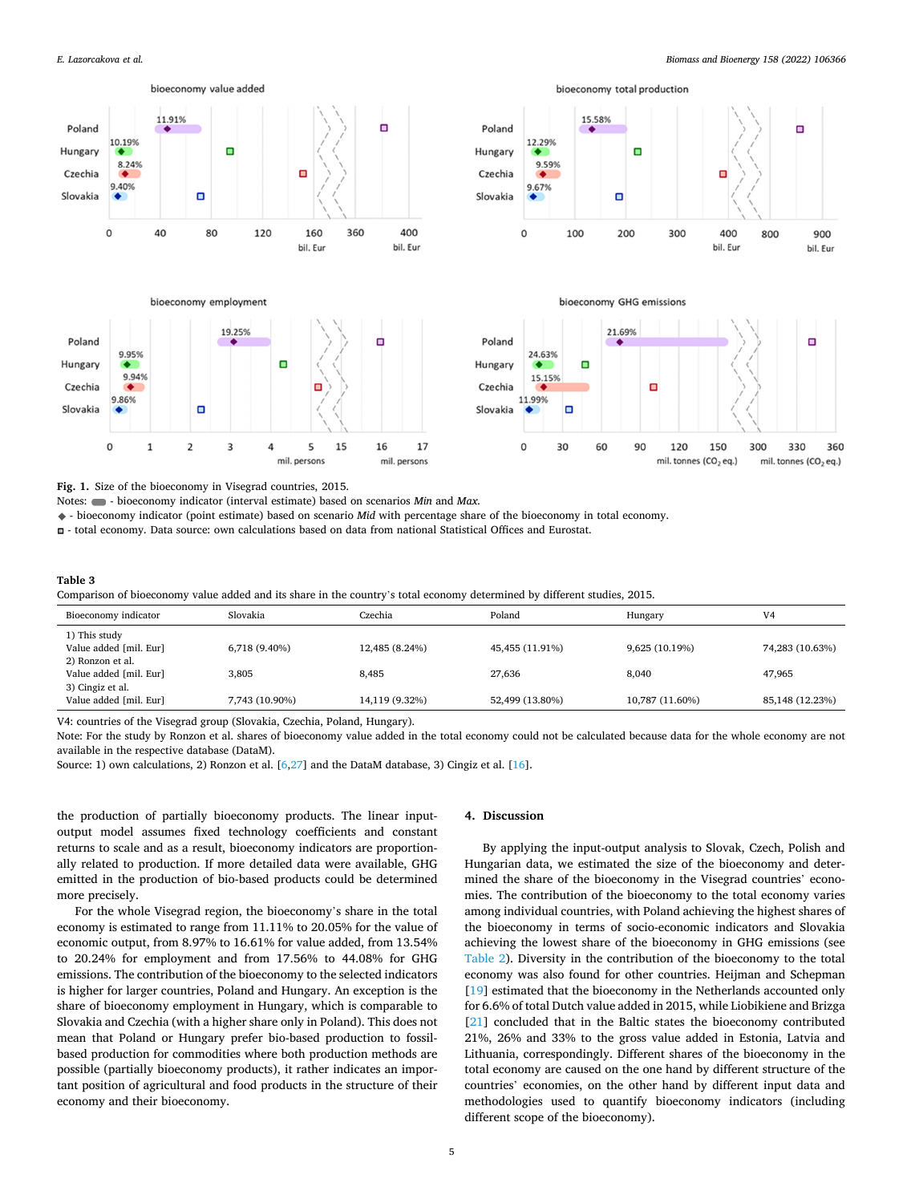**Fig. 1.** Size of the bioeconomy in Visegrad countries, 2015.

Notes: ▬ - bioeconomy indicator (interval estimate) based on scenarios *Min* and *Max*.

◆ - bioeconomy indicator (point estimate) based on scenario *Mid* with percentage share of the bioeconomy in total economy.

◻ - total economy. Data source: own calculations based on data from national Statistical Offices and Eurostat.

**Table 3**

Comparison of bioeconomy value added and its share in the country's total economy determined by different studies, 2015.

| Bioeconomy indicator | Slovakia | Czechia | Poland | Hungary | V4 |
|---|---|---|---|---|---|
| 1) This study | | | | | |
| Value added [mil. Eur] | 6,718 (9.40%) | 12,485 (8.24%) | 45,455 (11.91%) | 9,625 (10.19%) | 74,283 (10.63%) |
| 2) Ronzon et al. | | | | | |
| Value added [mil. Eur] | 3,805 | 8,485 | 27,636 | 8,040 | 47,965 |
| 3) Cingiz et al. | | | | | |
| Value added [mil. Eur] | 7,743 (10.90%) | 14,119 (9.32%) | 52,499 (13.80%) | 10,787 (11.60%) | 85,148 (12.23%) |

V4: countries of the Visegrad group (Slovakia, Czechia, Poland, Hungary).

Note: For the study by Ronzon et al. shares of bioeconomy value added in the total economy could not be calculated because data for the whole economy are not available in the respective database (DataM).

Source: 1) own calculations, 2) Ronzon et al. [6,27] and the DataM database, 3) Cingiz et al. [16].

the production of partially bioeconomy products. The linear input-output model assumes fixed technology coefficients and constant returns to scale and as a result, bioeconomy indicators are proportionally related to production. If more detailed data were available, GHG emitted in the production of bio-based products could be determined more precisely.

For the whole Visegrad region, the bioeconomy's share in the total economy is estimated to range from 11.11% to 20.05% for the value of economic output, from 8.97% to 16.61% for value added, from 13.54% to 20.24% for employment and from 17.56% to 44.08% for GHG emissions. The contribution of the bioeconomy to the selected indicators is higher for larger countries, Poland and Hungary. An exception is the share of bioeconomy employment in Hungary, which is comparable to Slovakia and Czechia (with a higher share only in Poland). This does not mean that Poland or Hungary prefer bio-based production to fossil-based production for commodities where both production methods are possible (partially bioeconomy products), it rather indicates an important position of agricultural and food products in the structure of their economy and their bioeconomy.

## 4. Discussion

By applying the input-output analysis to Slovak, Czech, Polish and Hungarian data, we estimated the size of the bioeconomy and determined the share of the bioeconomy in the Visegrad countries' economies. The contribution of the bioeconomy to the total economy varies among individual countries, with Poland achieving the highest shares of the bioeconomy in terms of socio-economic indicators and Slovakia achieving the lowest share of the bioeconomy in GHG emissions (see Table 2). Diversity in the contribution of the bioeconomy to the total economy was also found for other countries. Heijman and Schepman [19] estimated that the bioeconomy in the Netherlands accounted only for 6.6% of total Dutch value added in 2015, while Liobikiene and Brizga [21] concluded that in the Baltic states the bioeconomy contributed 21%, 26% and 33% to the gross value added in Estonia, Latvia and Lithuania, correspondingly. Different shares of the bioeconomy in the total economy are caused on the one hand by different structure of the countries' economies, on the other hand by different input data and methodologies used to quantify bioeconomy indicators (including different scope of the bioeconomy).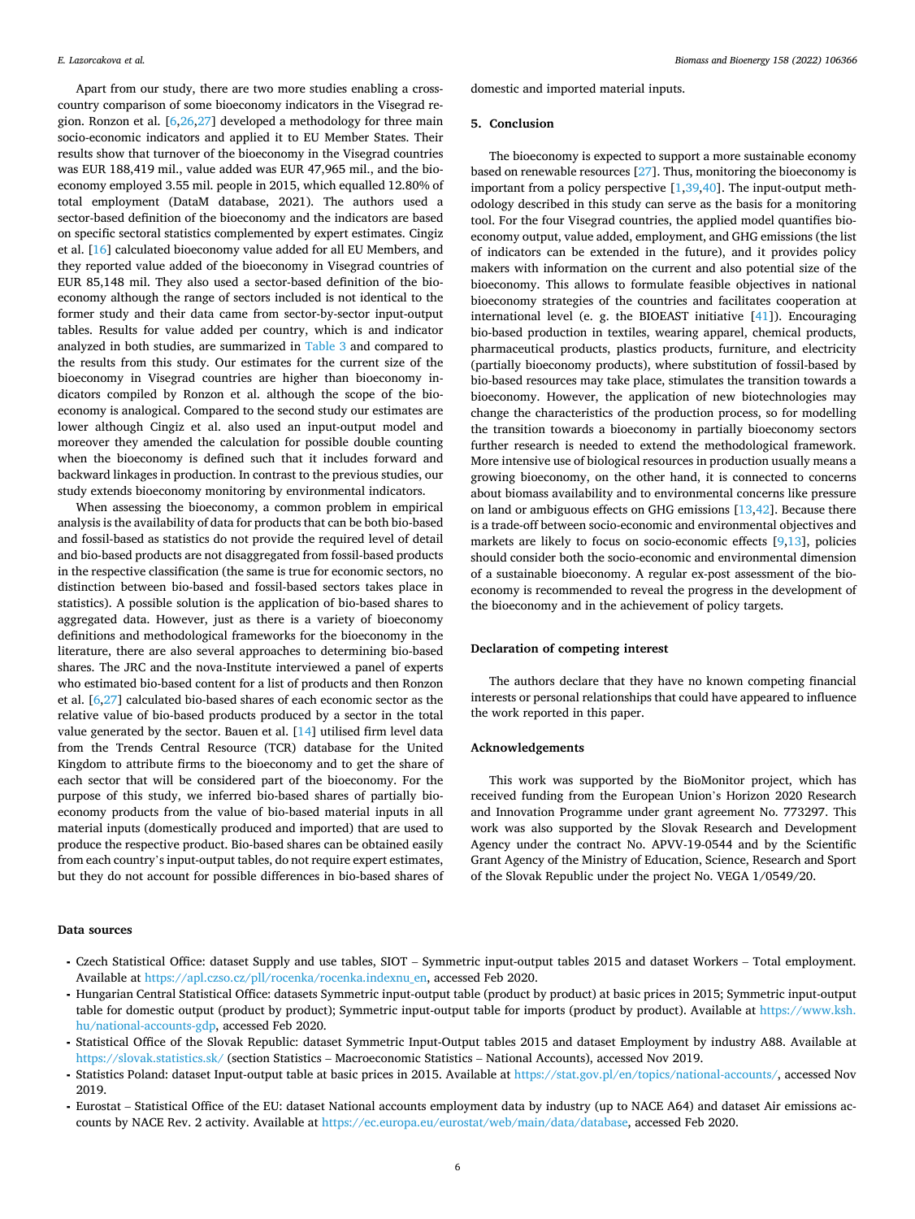Apart from our study, there are two more studies enabling a cross-country comparison of some bioeconomy indicators in the Visegrad region. Ronzon et al. [6,26,27] developed a methodology for three main socio-economic indicators and applied it to EU Member States. Their results show that turnover of the bioeconomy in the Visegrad countries was EUR 188,419 mil., value added was EUR 47,965 mil., and the bioeconomy employed 3.55 mil. people in 2015, which equalled 12.80% of total employment (DataM database, 2021). The authors used a sector-based definition of the bioeconomy and the indicators are based on specific sectoral statistics complemented by expert estimates. Cingiz et al. [16] calculated bioeconomy value added for all EU Members, and they reported value added of the bioeconomy in Visegrad countries of EUR 85,148 mil. They also used a sector-based definition of the bioeconomy although the range of sectors included is not identical to the former study and their data came from sector-by-sector input-output tables. Results for value added per country, which is and indicator analyzed in both studies, are summarized in Table 3 and compared to the results from this study. Our estimates for the current size of the bioeconomy in Visegrad countries are higher than bioeconomy indicators compiled by Ronzon et al. although the scope of the bioeconomy is analogical. Compared to the second study our estimates are lower although Cingiz et al. also used an input-output model and moreover they amended the calculation for possible double counting when the bioeconomy is defined such that it includes forward and backward linkages in production. In contrast to the previous studies, our study extends bioeconomy monitoring by environmental indicators.

When assessing the bioeconomy, a common problem in empirical analysis is the availability of data for products that can be both bio-based and fossil-based as statistics do not provide the required level of detail and bio-based products are not disaggregated from fossil-based products in the respective classification (the same is true for economic sectors, no distinction between bio-based and fossil-based sectors takes place in statistics). A possible solution is the application of bio-based shares to aggregated data. However, just as there is a variety of bioeconomy definitions and methodological frameworks for the bioeconomy in the literature, there are also several approaches to determining bio-based shares. The JRC and the nova-Institute interviewed a panel of experts who estimated bio-based content for a list of products and then Ronzon et al. [6,27] calculated bio-based shares of each economic sector as the relative value of bio-based products produced by a sector in the total value generated by the sector. Bauen et al. [14] utilised firm level data from the Trends Central Resource (TCR) database for the United Kingdom to attribute firms to the bioeconomy and to get the share of each sector that will be considered part of the bioeconomy. For the purpose of this study, we inferred bio-based shares of partially bioeconomy products from the value of bio-based material inputs in all material inputs (domestically produced and imported) that are used to produce the respective product. Bio-based shares can be obtained easily from each country's input-output tables, do not require expert estimates, but they do not account for possible differences in bio-based shares of domestic and imported material inputs.

## 5. Conclusion

The bioeconomy is expected to support a more sustainable economy based on renewable resources [27]. Thus, monitoring the bioeconomy is important from a policy perspective [1,39,40]. The input-output methodology described in this study can serve as the basis for a monitoring tool. For the four Visegrad countries, the applied model quantifies bioeconomy output, value added, employment, and GHG emissions (the list of indicators can be extended in the future), and it provides policy makers with information on the current and also potential size of the bioeconomy. This allows to formulate feasible objectives in national bioeconomy strategies of the countries and facilitates cooperation at international level (e. g. the BIOEAST initiative [41]). Encouraging bio-based production in textiles, wearing apparel, chemical products, pharmaceutical products, plastics products, furniture, and electricity (partially bioeconomy products), where substitution of fossil-based by bio-based resources may take place, stimulates the transition towards a bioeconomy. However, the application of new biotechnologies may change the characteristics of the production process, so for modelling the transition towards a bioeconomy in partially bioeconomy sectors further research is needed to extend the methodological framework. More intensive use of biological resources in production usually means a growing bioeconomy, on the other hand, it is connected to concerns about biomass availability and to environmental concerns like pressure on land or ambiguous effects on GHG emissions [13,42]. Because there is a trade-off between socio-economic and environmental objectives and markets are likely to focus on socio-economic effects [9,13], policies should consider both the socio-economic and environmental dimension of a sustainable bioeconomy. A regular ex-post assessment of the bioeconomy is recommended to reveal the progress in the development of the bioeconomy and in the achievement of policy targets.

## Declaration of competing interest

The authors declare that they have no known competing financial interests or personal relationships that could have appeared to influence the work reported in this paper.

## Acknowledgements

This work was supported by the BioMonitor project, which has received funding from the European Union's Horizon 2020 Research and Innovation Programme under grant agreement No. 773297. This work was also supported by the Slovak Research and Development Agency under the contract No. APVV-19-0544 and by the Scientific Grant Agency of the Ministry of Education, Science, Research and Sport of the Slovak Republic under the project No. VEGA 1/0549/20.

## Data sources

- Czech Statistical Office: dataset Supply and use tables, SIOT – Symmetric input-output tables 2015 and dataset Workers – Total employment. Available at https://apl.czso.cz/pll/rocenka/rocenka.indexnu_en, accessed Feb 2020.
- Hungarian Central Statistical Office: datasets Symmetric input-output table (product by product) at basic prices in 2015; Symmetric input-output table for domestic output (product by product); Symmetric input-output table for imports (product by product). Available at https://www.ksh.hu/national-accounts-gdp, accessed Feb 2020.
- Statistical Office of the Slovak Republic: dataset Symmetric Input-Output tables 2015 and dataset Employment by industry A88. Available at https://slovak.statistics.sk/ (section Statistics – Macroeconomic Statistics – National Accounts), accessed Nov 2019.
- Statistics Poland: dataset Input-output table at basic prices in 2015. Available at https://stat.gov.pl/en/topics/national-accounts/, accessed Nov 2019.
- Eurostat – Statistical Office of the EU: dataset National accounts employment data by industry (up to NACE A64) and dataset Air emissions accounts by NACE Rev. 2 activity. Available at https://ec.europa.eu/eurostat/web/main/data/database, accessed Feb 2020.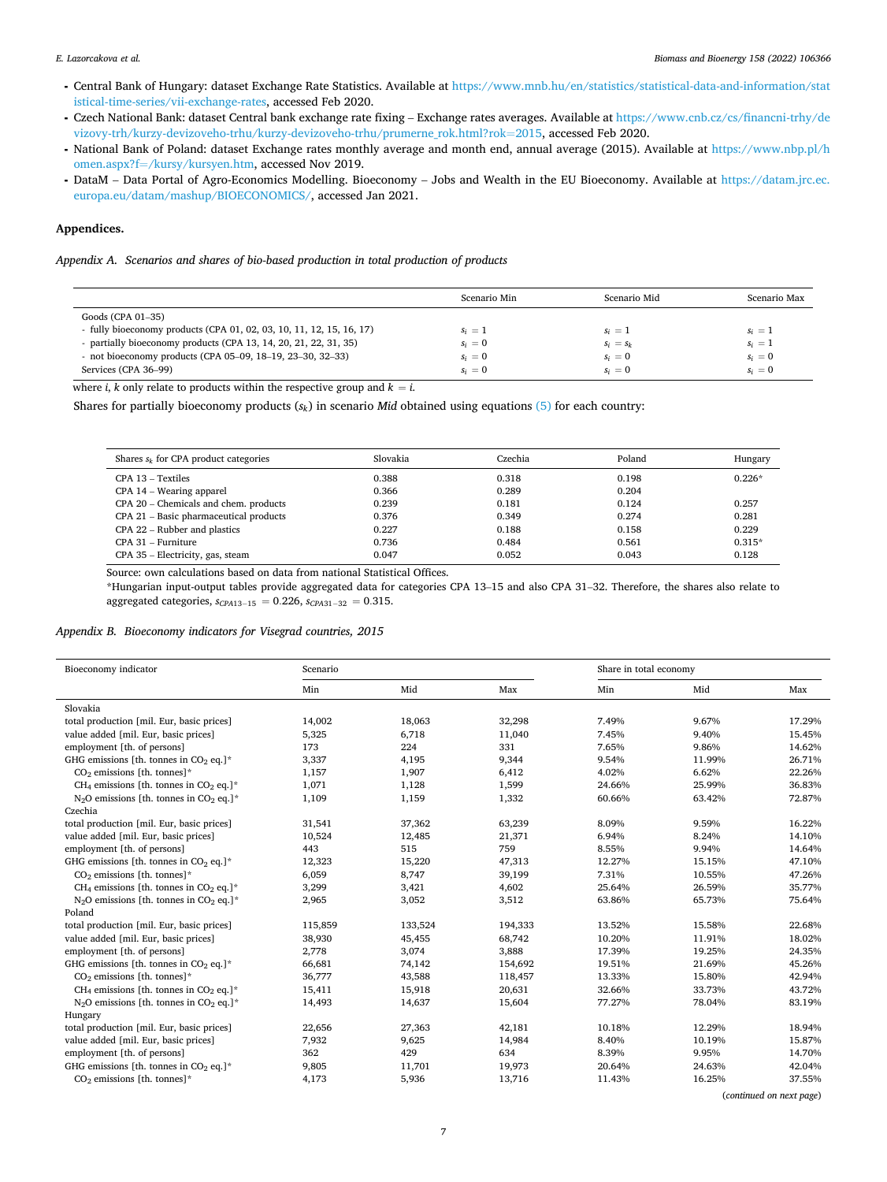- Central Bank of Hungary: dataset Exchange Rate Statistics. Available at https://www.mnb.hu/en/statistics/statistical-data-and-information/statistical-time-series/vii-exchange-rates, accessed Feb 2020.
- Czech National Bank: dataset Central bank exchange rate fixing – Exchange rates averages. Available at https://www.cnb.cz/cs/financni-trhy/devizovy-trh/kurzy-devizoveho-trhu/kurzy-devizoveho-trhu/prumerne_rok.html?rok=2015, accessed Feb 2020.
- National Bank of Poland: dataset Exchange rates monthly average and month end, annual average (2015). Available at https://www.nbp.pl/homen.aspx?f=/kursy/kursyen.htm, accessed Nov 2019.
- DataM – Data Portal of Agro-Economics Modelling. Bioeconomy – Jobs and Wealth in the EU Bioeconomy. Available at https://datam.jrc.ec.europa.eu/datam/mashup/BIOECONOMICS/, accessed Jan 2021.

## Appendices.

*Appendix A. Scenarios and shares of bio-based production in total production of products*

| | Scenario Min | Scenario Mid | Scenario Max |
|---|---|---|---|
| Goods (CPA 01–35) | | | |
| - fully bioeconomy products (CPA 01, 02, 03, 10, 11, 12, 15, 16, 17) | $s_i = 1$ | $s_i = 1$ | $s_i = 1$ |
| - partially bioeconomy products (CPA 13, 14, 20, 21, 22, 31, 35) | $s_i = 0$ | $s_i = s_k$ | $s_i = 1$ |
| - not bioeconomy products (CPA 05–09, 18–19, 23–30, 32–33) | $s_i = 0$ | $s_i = 0$ | $s_i = 0$ |
| Services (CPA 36–99) | $s_i = 0$ | $s_i = 0$ | $s_i = 0$ |

where $i$, $k$ only relate to products within the respective group and $k = i$.

Shares for partially bioeconomy products ($s_k$) in scenario *Mid* obtained using equations (5) for each country:

| Shares $s_k$ for CPA product categories | Slovakia | Czechia | Poland | Hungary |
|---|---|---|---|---|
| CPA 13 – Textiles | 0.388 | 0.318 | 0.198 | 0.226* |
| CPA 14 – Wearing apparel | 0.366 | 0.289 | 0.204 | |
| CPA 20 – Chemicals and chem. products | 0.239 | 0.181 | 0.124 | 0.257 |
| CPA 21 – Basic pharmaceutical products | 0.376 | 0.349 | 0.274 | 0.281 |
| CPA 22 – Rubber and plastics | 0.227 | 0.188 | 0.158 | 0.229 |
| CPA 31 – Furniture | 0.736 | 0.484 | 0.561 | 0.315* |
| CPA 35 – Electricity, gas, steam | 0.047 | 0.052 | 0.043 | 0.128 |

Source: own calculations based on data from national Statistical Offices.

*Hungarian input-output tables provide aggregated data for categories CPA 13–15 and also CPA 31–32. Therefore, the shares also relate to aggregated categories, $s_{CPA13-15} = 0.226$, $s_{CPA31-32} = 0.315$.

*Appendix B. Bioeconomy indicators for Visegrad countries, 2015*

| Bioeconomy indicator | Scenario | | | Share in total economy | | |
|---|---|---|---|---|---|---|
| | Min | Mid | Max | Min | Mid | Max |
| Slovakia | | | | | | |
| total production [mil. Eur, basic prices] | 14,002 | 18,063 | 32,298 | 7.49% | 9.67% | 17.29% |
| value added [mil. Eur, basic prices] | 5,325 | 6,718 | 11,040 | 7.45% | 9.40% | 15.45% |
| employment [th. of persons] | 173 | 224 | 331 | 7.65% | 9.86% | 14.62% |
| GHG emissions [th. tonnes in $CO_2$ eq.]* | 3,337 | 4,195 | 9,344 | 9.54% | 11.99% | 26.71% |
| $CO_2$ emissions [th. tonnes]* | 1,157 | 1,907 | 6,412 | 4.02% | 6.62% | 22.26% |
| $CH_4$ emissions [th. tonnes in $CO_2$ eq.]* | 1,071 | 1,128 | 1,599 | 24.66% | 25.99% | 36.83% |
| $N_2O$ emissions [th. tonnes in $CO_2$ eq.]* | 1,109 | 1,159 | 1,332 | 60.66% | 63.42% | 72.87% |
| Czechia | | | | | | |
| total production [mil. Eur, basic prices] | 31,541 | 37,362 | 63,239 | 8.09% | 9.59% | 16.22% |
| value added [mil. Eur, basic prices] | 10,524 | 12,485 | 21,371 | 6.94% | 8.24% | 14.10% |
| employment [th. of persons] | 443 | 515 | 759 | 8.55% | 9.94% | 14.64% |
| GHG emissions [th. tonnes in $CO_2$ eq.]* | 12,323 | 15,220 | 47,313 | 12.27% | 15.15% | 47.10% |
| $CO_2$ emissions [th. tonnes]* | 6,059 | 8,747 | 39,199 | 7.31% | 10.55% | 47.26% |
| $CH_4$ emissions [th. tonnes in $CO_2$ eq.]* | 3,299 | 3,421 | 4,602 | 25.64% | 26.59% | 35.77% |
| $N_2O$ emissions [th. tonnes in $CO_2$ eq.]* | 2,965 | 3,052 | 3,512 | 63.86% | 65.73% | 75.64% |
| Poland | | | | | | |
| total production [mil. Eur, basic prices] | 115,859 | 133,524 | 194,333 | 13.52% | 15.58% | 22.68% |
| value added [mil. Eur, basic prices] | 38,930 | 45,455 | 68,742 | 10.20% | 11.91% | 18.02% |
| employment [th. of persons] | 2,778 | 3,074 | 3,888 | 17.39% | 19.25% | 24.35% |
| GHG emissions [th. tonnes in $CO_2$ eq.]* | 66,681 | 74,142 | 154,692 | 19.51% | 21.69% | 45.26% |
| $CO_2$ emissions [th. tonnes]* | 36,777 | 43,588 | 118,457 | 13.33% | 15.80% | 42.94% |
| $CH_4$ emissions [th. tonnes in $CO_2$ eq.]* | 15,411 | 15,918 | 20,631 | 32.66% | 33.73% | 43.72% |
| $N_2O$ emissions [th. tonnes in $CO_2$ eq.]* | 14,493 | 14,637 | 15,604 | 77.27% | 78.04% | 83.19% |
| Hungary | | | | | | |
| total production [mil. Eur, basic prices] | 22,656 | 27,363 | 42,181 | 10.18% | 12.29% | 18.94% |
| value added [mil. Eur, basic prices] | 7,932 | 9,625 | 14,984 | 8.40% | 10.19% | 15.87% |
| employment [th. of persons] | 362 | 429 | 634 | 8.39% | 9.95% | 14.70% |
| GHG emissions [th. tonnes in $CO_2$ eq.]* | 9,805 | 11,701 | 19,973 | 20.64% | 24.63% | 42.04% |
| $CO_2$ emissions [th. tonnes]* | 4,173 | 5,936 | 13,716 | 11.43% | 16.25% | 37.55% |

(*continued on next page*)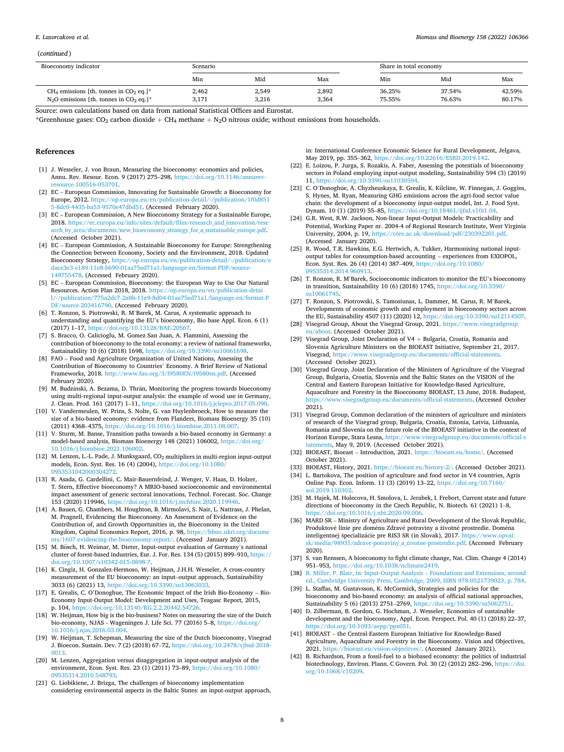(*continued*)

| Bioeconomy indicator | Scenario | | | Share in total economy | | |
|---|---|---|---|---|---|---|
| | Min | Mid | Max | Min | Mid | Max |
| $CH_4$ emissions [th. tonnes in $CO_2$ eq.]* | 2,462 | 2,549 | 2,892 | 36.25% | 37.54% | 42.59% |
| $N_2O$ emissions [th. tonnes in $CO_2$ eq.]* | 3,171 | 3,216 | 3,364 | 75.55% | 76.63% | 80.17% |

Source: own calculations based on data from national Statistical Offices and Eurostat.
*Greenhouse gases: $CO_2$ carbon dioxide + $CH_4$ methane + $N_2O$ nitrous oxide; without emissions from households.

## References

[1] J. Wesseler, J. von Braun, Measuring the bioeconomy: economics and policies, Annu. Rev. Resour. Econ. 9 (2017) 275–298, https://doi.org/10.1146/annurev-resource-100516-053701.

[2] EC – European Commission, Innovating for Sustainable Growth: a Bioeconomy for Europe, 2012. https://op.europa.eu/en/publication-detail/-/publication/1f0d8515-8dc0-4435-ba53-9570e47dbd51. (Accessed February 2020).

[3] EC – European Commission, A New Bioeconomy Strategy for a Sustainable Europe, 2018. https://ec.europa.eu/info/sites/default/files/research_and_innovation/research_by_area/documents/new_bioeconomy_strategy_for_a_sustainable_europe.pdf. (Accessed October 2021).

[4] EC – European Commission, A Sustainable Bioeconomy for Europe: Strengthening the Connection between Economy, Society and the Environment, 2018. Updated Bioeconomy Strategy, https://op.europa.eu/en/publication-detail/-/publication/edace3e3-e189-11e8-b690-01aa75ed71a1/language-en/format-PDF/source-149755478. (Accessed February 2020).

[5] EC – European Commission, Bioeconomy: the European Way to Use Our Natural Resources. Action Plan 2018, 2018. https://op.europa.eu/en/publication-detail/-/publication/775a2dc7-2a8b-11e9-8d04-01aa75ed71a1/language-en/format-PDF/source-203416790. (Accessed February 2020).

[6] T. Ronzon, S. Piotrowski, R. M'Barek, M. Carus, A systematic approach to understanding and quantifying the EU's bioeconomy, Bio base Appl. Econ. 6 (1) (2017) 1–17, https://doi.org/10.13128/BAE-20567.

[7] S. Bracco, O. Calicioglu, M. Gomez San Juan, A. Flammini, Assessing the contribution of bioeconomy to the total economy: a review of national frameworks, Sustainability 10 (6) (2018) 1698, https://doi.org/10.3390/su10061698.

[8] FAO – Food and Agriculture Organization of United Nations, Assessing the Contribution of Bioeconomy to Countries' Economy. A Brief Review of National Frameworks, 2018. http://www.fao.org/3/I9580EN/i9580en.pdf. (Accessed February 2020).

[9] M. Budzinski, A. Bezama, D. Thrän, Monitoring the progress towards bioeconomy using multi-regional input-output analysis: the example of wood use in Germany, J. Clean. Prod. 161 (2017) 1–11, https://doi.org/10.1016/j.jclepro.2017.05.090.

[10] V. Vandermeulen, W. Prins, S. Nolte, G. van Huylenbroeck, How to measure the size of a bio-based economy: evidence from Flanders, Biomass Bioenergy 35 (10) (2011) 4368–4375, https://doi.org/10.1016/j.biombioe.2011.08.007.

[11] V. Sturm, M. Banse, Transition paths towards a bio-based economy in Germany: a model-based analysis, Biomass Bioenergy 148 (2021) 106002, https://doi.org/10.1016/j.biombioe.2021.106002.

[12] M. Lenzen, L.-L. Pade, J. Munksgaard, $CO_2$ multipliers in multi-region input-output models, Econ. Syst. Res. 16 (4) (2004), https://doi.org/10.1080/0953531042000304272.

[13] R. Asada, G. Cardellini, C. Mair-Bauernfeind, J. Wenger, V. Haas, D. Holzer, T. Stern, Effective bioeconomy? A MRIO-based socioeconomic and environmental impact assessment of generic sectoral innovations, Technol. Forecast. Soc. Change 153 (2020) 119946, https://doi.org/10.1016/j.techfore.2020.119946.

[14] A. Bauen, G. Chambers, M. Houghton, B. Mirmolavi, S. Nair, L. Nattrass, J. Phelan, M. Pragnell, Evidencing the Bioeconomy. An Assessment of Evidence on the Contribution of, and Growth Opportunities in, the Bioeconomy in the United Kingdom, Capital Economics Report, 2016, p. 98, https://bbsrc.ukri.org/documents/1607-evidencing-the-bioeconomy-report/. (Accessed January 2021).

[15] M. Bösch, H. Weimar, M. Dieter, Input-output evaluation of Germany's national cluster of forest-based industries, Eur. J. For. Res. 134 (5) (2015) 899–910, https://doi.org/10.1007/s10342-015-0898-7.

[16] K. Cingiz, H. Gonzalez-Hermoso, W. Heijman, J.H.H. Wesseler, A cross-country measurement of the EU bioeconomy: an input–output approach, Sustainability 3033 (6) (2021) 13, https://doi.org/10.3390/su13063033.

[17] E. Grealis, C. O'Donoghue, The Economic Impact of the Irish Bio-Economy – Bio-Economy Input-Output Model: Development and Uses, Teagasc Report, 2015, p. 104, https://doi.org/10.13140/RG.2.2.20442.54726.

[18] W. Heijman, How big is the bio-business? Notes on measuring the size of the Dutch bio-economy, NJAS - Wageningen J. Life Sci. 77 (2016) 5–8, https://doi.org/10.1016/j.njas.2016.03.004.

[19] W. Heijman, T. Schepman, Measuring the size of the Dutch bioeconomy, Visegrad J. Bioecon. Sustain. Dev. 7 (2) (2018) 67–72, https://doi.org/10.2478/vjbsd-2018-0013.

[20] M. Lenzen, Aggregation versus disaggregation in input-output analysis of the environment, Econ. Syst. Res. 23 (1) (2011) 73–89, https://doi.org/10.1080/09535314.2010.548793.

[21] G. Liobikiene, J. Brizga, The challenges of bioeconomy implementation considering environmental aspects in the Baltic States: an input-output approach, in: International Conference Economic Science for Rural Development, Jelgava, May 2019, pp. 355–362, https://doi.org/10.22616/ESRD.2019.142.

[22] E. Loizou, P. Jurga, S. Rozakis, A. Faber, Assessing the potentials of bioeconomy sectors in Poland employing input-output modeling, Sustainability 594 (3) (2019) 11, https://doi.org/10.3390/su11030594.

[23] C. O'Donoghue, A. Chyzheuskaya, E. Grealis, K. Kilcline, W. Finnegan, J. Goggins, S. Hynes, M. Ryan, Measuring GHG emissions across the agri-food sector value chain: the development of a bioeconomy input-output model, Int. J. Food Syst. Dynam. 10 (1) (2019) 55–85, https://doi.org/10.18461/ijfsd.v10i1.04.

[24] G.R. West, R.W. Jackson, Non-linear Input-Output Models: Practicability and Potential, Working Paper nr. 2004-4 of Regional Research Institute, West Virginia University, 2004, p. 19, https://core.ac.uk/download/pdf/230392201.pdf. (Accessed January 2020).

[25] R. Wood, T.R. Hawkins, E.G. Hertwich, A. Tukker, Harmonising national input-output tables for consumption-based accounting – experiences from EXIOPOL, Econ. Syst. Res. 26 (4) (2014) 387–409, https://doi.org/10.1080/09535314.2014.960913.

[26] T. Ronzon, R. M'Barek, Socioeconomic indicators to monitor the EU's bioeconomy in transition, Sustainability 10 (6) (2018) 1745, https://doi.org/10.3390/su10061745.

[27] T. Ronzon, S. Piotrowski, S. Tamosiunas, L. Dammer, M. Carus, R. M'Barek, Developments of economic growth and employment in bioeconomy sectors across the EU, Sustainability 4507 (11) (2020) 12, https://doi.org/10.3390/su12114507.

[28] Visegrad Group, About the Visegrad Group, 2021. https://www.visegradgroup.eu/about. (Accessed October 2021).

[29] Visegrad Group, Joint Declaration of V4 + Bulgaria, Croatia, Romania and Slovenia Agriculture Ministers on the BIOEAST Initiative, September 21, 2017. Visegrad, https://www.visegradgroup.eu/documents/official-statements. (Accessed October 2021).

[30] Visegrad Group, Joint Declaration of the Ministers of Agriculture of the Visegrad Group, Bulgaria, Croatia, Slovenia and the Baltic States on the VISION of the Central and Eastern European Initiative for Knowledge-Based Agriculture, Aquaculture and Forestry in the Bioeconomy BIOEAST, 13 June, 2018. Budapest, https://www.visegradgroup.eu/documents/official-statements. (Accessed October 2021).

[31] Visegrad Group, Common declaration of the ministers of agriculture and ministers of research of the Visegrad group, Bulgaria, Croatia, Estonia, Latvia, Lithuania, Romania and Slovenia on the future role of the BIOEAST initiative in the context of Horizon Europe, Stara Lesna, https://www.visegradgroup.eu/documents/official-statements, May 9, 2019. (Accessed October 2021).

[32] BIOEAST, Bioeast – Introduction, 2021. https://bioeast.eu/home/. (Accessed October 2021).

[33] BIOEAST, History, 2021. https://bioeast.eu/history-2/. (Accessed October 2021).

[34] L. Bartokova, The position of agriculture and food sector in V4 countries, Agris Online Pap. Econ. Inform. 11 (3) (2019) 13–22, https://doi.org/10.7160/aol.2019.110302.

[35] M. Hajek, M. Holecova, H. Smolova, L. Jerabek, I. Frebort, Current state and future directions of bioeconomy in the Czech Republic, N. Biotech. 61 (2021) 1–8, https://doi.org/10.1016/j.nbt.2020.09.006.

[36] MARD SR – Ministry of Agriculture and Rural Development of the Slovak Republic, Produktové línie pre doménu Zdravé potraviny a životné prostredie. Doména inteligentnej špecializácie pre RIS3 SR (in Slovak), 2017. https://www.opvai.sk/media/98931/zdrave-potraviny_a_zivotne-prostredie.pdf. (Accessed February 2020).

[37] S. van Renssen, A bioeconomy to fight climate change, Nat. Clim. Change 4 (2014) 951–953, https://doi.org/10.1038/nclimate2419.

[38] R. Miller, P. Blair, in: Input-Output Analysis – Foundations and Extensions, second ed., Cambridge University Press, Cambridge, 2009, ISBN 978-0521739023, p. 784.

[39] L. Staffas, M. Gustavsson, K. McCormick, Strategies and policies for the bioeconomy and bio-based economy: an analysis of official national approaches, Sustainability 5 (6) (2013) 2751–2769, https://doi.org/10.3390/su5062751.

[40] D. Zilberman, B. Gordon, G. Hochman, J. Wesseler, Economics of sustainable development and the bioeconomy, Appl. Econ. Perspect. Pol. 40 (1) (2018) 22–37, https://doi.org/10.1093/aepp/ppx051.

[41] BIOEAST – the Central-Eastern European Initiative for Knowledge-Based Agriculture, Aquaculture and Forestry in the Bioeconomy. Vision and Objectives, 2021. https://bioeast.eu/vision-objectives/. (Accessed January 2021).

[42] B. Richardson, From a fossil-fuel to a biobased economy: the politics of industrial biotechnology, Environ. Plann. C Govern. Pol. 30 (2) (2012) 282–296, https://doi.org/10.1068/c10209.